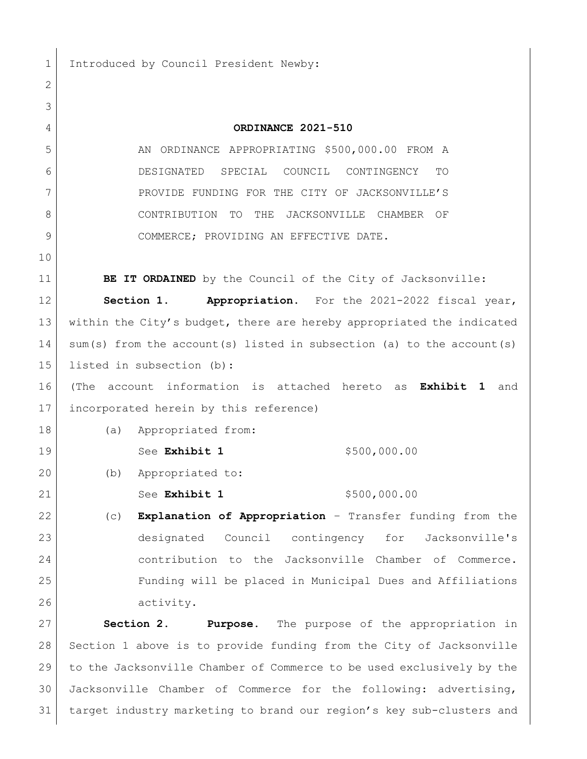Introduced by Council President Newby:

**ORDINANCE 2021-510**

AN ORDINANCE APPROPRIATING $500,000.00 FROM A DESIGNATED SPECIAL COUNCIL CONTINGENCY TO PROVIDE FUNDING FOR THE CITY OF JACKSONVILLE'S CONTRIBUTION TO THE JACKSONVILLE CHAMBER OF COMMERCE; PROVIDING AN EFFECTIVE DATE.

**BE IT ORDAINED** by the Council of the City of Jacksonville:

**Section 1. Appropriation.** For the 2021-2022 fiscal year, within the City's budget, there are hereby appropriated the indicated sum(s) from the account(s) listed in subsection (a) to the account(s) listed in subsection (b):

(The account information is attached hereto as **Exhibit 1** and incorporated herein by this reference)

(a) Appropriated from:

See **Exhibit 1** $500,000.00

(b) Appropriated to:

See **Exhibit 1** $500,000.00

(c) **Explanation of Appropriation** – Transfer funding from the designated Council contingency for Jacksonville's contribution to the Jacksonville Chamber of Commerce. Funding will be placed in Municipal Dues and Affiliations activity.

**Section 2. Purpose.** The purpose of the appropriation in Section 1 above is to provide funding from the City of Jacksonville to the Jacksonville Chamber of Commerce to be used exclusively by the Jacksonville Chamber of Commerce for the following: advertising, target industry marketing to brand our region's key sub-clusters and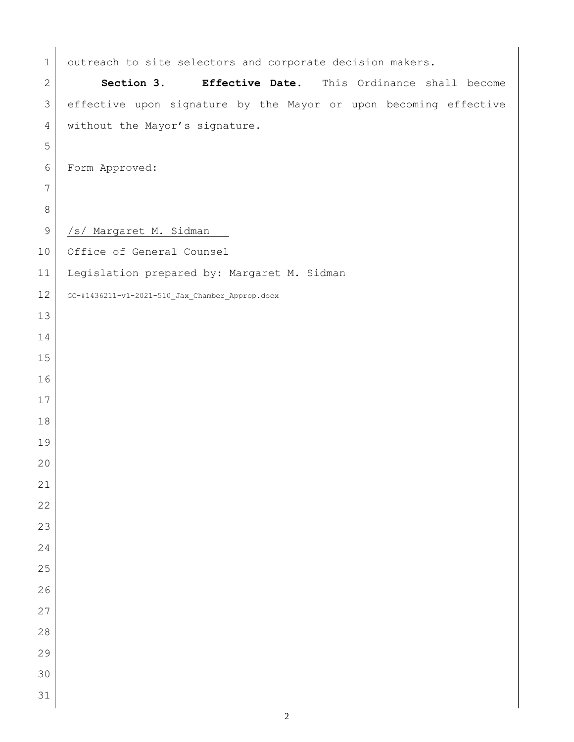outreach to site selectors and corporate decision makers.

**Section 3. Effective Date.** This Ordinance shall become effective upon signature by the Mayor or upon becoming effective without the Mayor's signature.

Form Approved:

/s/ Margaret M. Sidman

Office of General Counsel

Legislation prepared by: Margaret M. Sidman

GC-#1436211-v1-2021-510_Jax_Chamber_Approp.docx